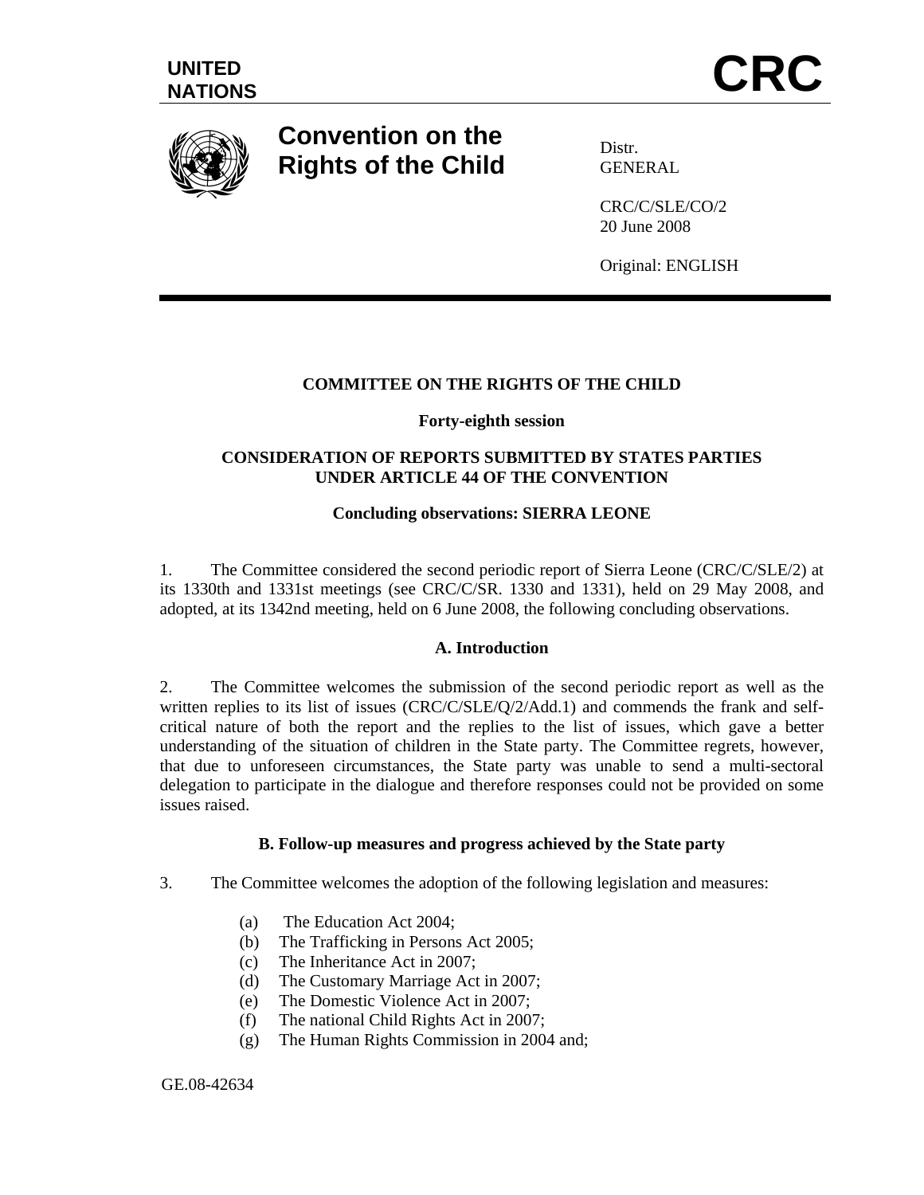UNITED NATIONS

# CRC

**Convention on the Rights of the Child**

Distr.
GENERAL

CRC/C/SLE/CO/2
20 June 2008

Original: ENGLISH

**COMMITTEE ON THE RIGHTS OF THE CHILD**

**Forty-eighth session**

**CONSIDERATION OF REPORTS SUBMITTED BY STATES PARTIES UNDER ARTICLE 44 OF THE CONVENTION**

**Concluding observations: SIERRA LEONE**

1. The Committee considered the second periodic report of Sierra Leone (CRC/C/SLE/2) at its 1330th and 1331st meetings (see CRC/C/SR. 1330 and 1331), held on 29 May 2008, and adopted, at its 1342nd meeting, held on 6 June 2008, the following concluding observations.

## A. Introduction

2. The Committee welcomes the submission of the second periodic report as well as the written replies to its list of issues (CRC/C/SLE/Q/2/Add.1) and commends the frank and self-critical nature of both the report and the replies to the list of issues, which gave a better understanding of the situation of children in the State party. The Committee regrets, however, that due to unforeseen circumstances, the State party was unable to send a multi-sectoral delegation to participate in the dialogue and therefore responses could not be provided on some issues raised.

## B. Follow-up measures and progress achieved by the State party

3. The Committee welcomes the adoption of the following legislation and measures:

(a) The Education Act 2004;
(b) The Trafficking in Persons Act 2005;
(c) The Inheritance Act in 2007;
(d) The Customary Marriage Act in 2007;
(e) The Domestic Violence Act in 2007;
(f) The national Child Rights Act in 2007;
(g) The Human Rights Commission in 2004 and;

GE.08-42634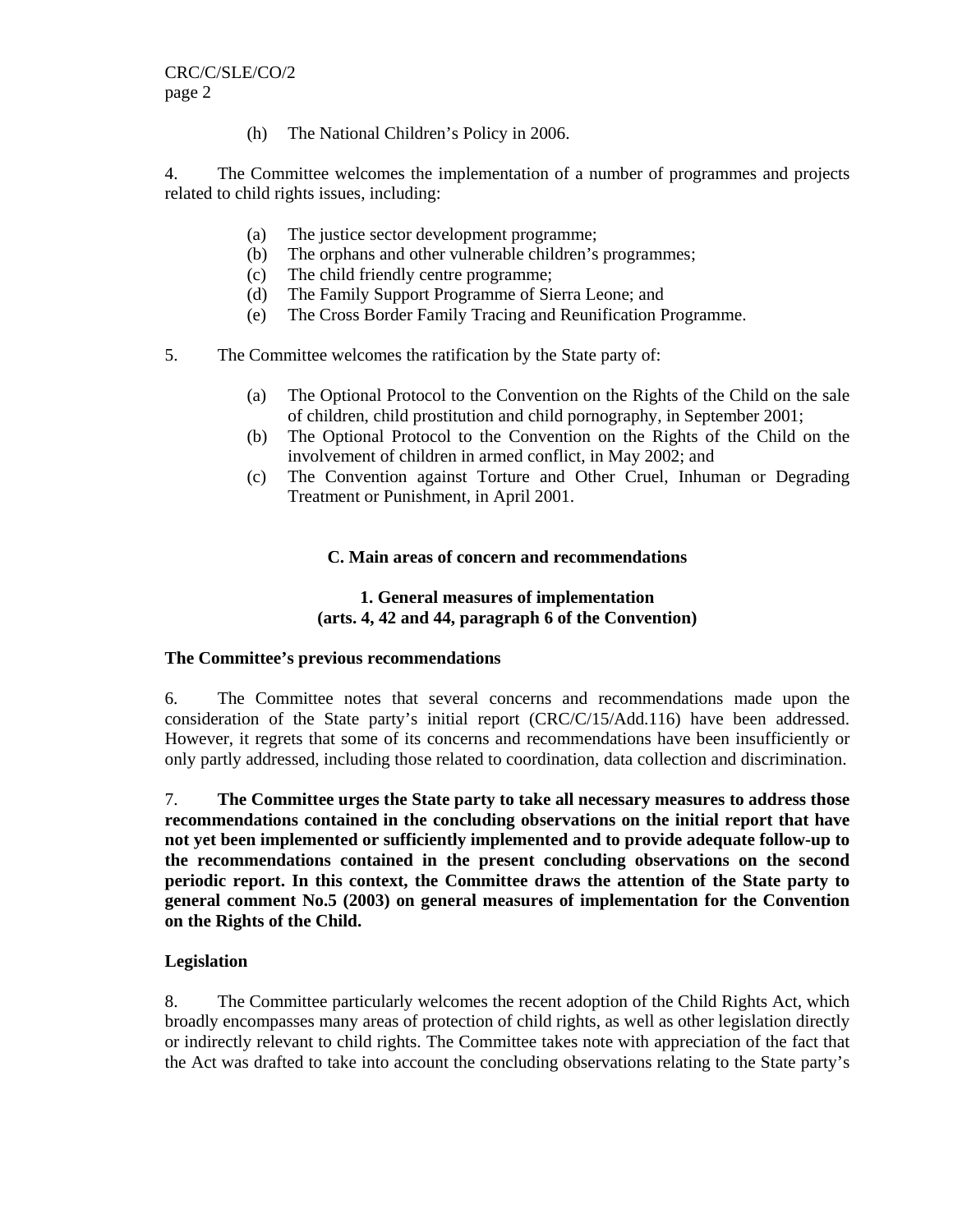(h) The National Children's Policy in 2006.

4. The Committee welcomes the implementation of a number of programmes and projects related to child rights issues, including:

(a) The justice sector development programme;
(b) The orphans and other vulnerable children's programmes;
(c) The child friendly centre programme;
(d) The Family Support Programme of Sierra Leone; and
(e) The Cross Border Family Tracing and Reunification Programme.

5. The Committee welcomes the ratification by the State party of:

(a) The Optional Protocol to the Convention on the Rights of the Child on the sale of children, child prostitution and child pornography, in September 2001;
(b) The Optional Protocol to the Convention on the Rights of the Child on the involvement of children in armed conflict, in May 2002; and
(c) The Convention against Torture and Other Cruel, Inhuman or Degrading Treatment or Punishment, in April 2001.

## C. Main areas of concern and recommendations

### 1. General measures of implementation (arts. 4, 42 and 44, paragraph 6 of the Convention)

**The Committee's previous recommendations**

6. The Committee notes that several concerns and recommendations made upon the consideration of the State party's initial report (CRC/C/15/Add.116) have been addressed. However, it regrets that some of its concerns and recommendations have been insufficiently or only partly addressed, including those related to coordination, data collection and discrimination.

7. **The Committee urges the State party to take all necessary measures to address those recommendations contained in the concluding observations on the initial report that have not yet been implemented or sufficiently implemented and to provide adequate follow-up to the recommendations contained in the present concluding observations on the second periodic report. In this context, the Committee draws the attention of the State party to general comment No.5 (2003) on general measures of implementation for the Convention on the Rights of the Child.**

**Legislation**

8. The Committee particularly welcomes the recent adoption of the Child Rights Act, which broadly encompasses many areas of protection of child rights, as well as other legislation directly or indirectly relevant to child rights. The Committee takes note with appreciation of the fact that the Act was drafted to take into account the concluding observations relating to the State party's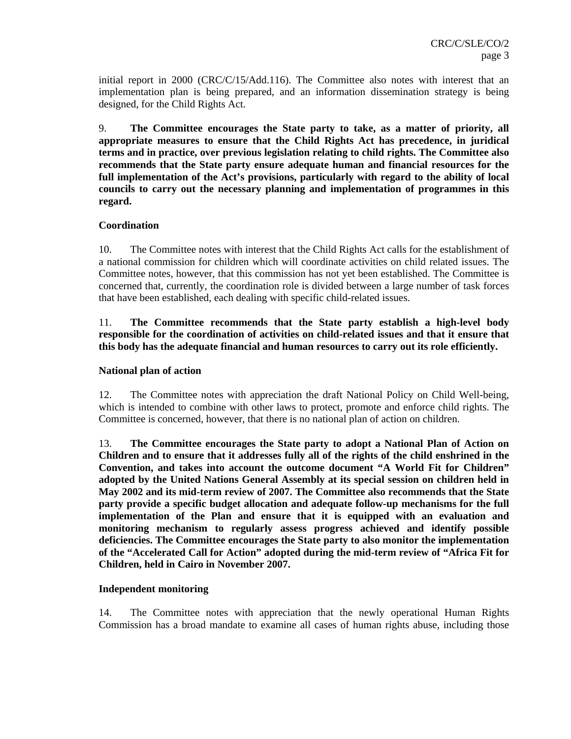initial report in 2000 (CRC/C/15/Add.116). The Committee also notes with interest that an implementation plan is being prepared, and an information dissemination strategy is being designed, for the Child Rights Act.

9. **The Committee encourages the State party to take, as a matter of priority, all appropriate measures to ensure that the Child Rights Act has precedence, in juridical terms and in practice, over previous legislation relating to child rights. The Committee also recommends that the State party ensure adequate human and financial resources for the full implementation of the Act's provisions, particularly with regard to the ability of local councils to carry out the necessary planning and implementation of programmes in this regard.**

### Coordination

10. The Committee notes with interest that the Child Rights Act calls for the establishment of a national commission for children which will coordinate activities on child related issues. The Committee notes, however, that this commission has not yet been established. The Committee is concerned that, currently, the coordination role is divided between a large number of task forces that have been established, each dealing with specific child-related issues.

11. **The Committee recommends that the State party establish a high-level body responsible for the coordination of activities on child-related issues and that it ensure that this body has the adequate financial and human resources to carry out its role efficiently.**

### National plan of action

12. The Committee notes with appreciation the draft National Policy on Child Well-being, which is intended to combine with other laws to protect, promote and enforce child rights. The Committee is concerned, however, that there is no national plan of action on children.

13. **The Committee encourages the State party to adopt a National Plan of Action on Children and to ensure that it addresses fully all of the rights of the child enshrined in the Convention, and takes into account the outcome document "A World Fit for Children" adopted by the United Nations General Assembly at its special session on children held in May 2002 and its mid-term review of 2007. The Committee also recommends that the State party provide a specific budget allocation and adequate follow-up mechanisms for the full implementation of the Plan and ensure that it is equipped with an evaluation and monitoring mechanism to regularly assess progress achieved and identify possible deficiencies. The Committee encourages the State party to also monitor the implementation of the "Accelerated Call for Action" adopted during the mid-term review of "Africa Fit for Children, held in Cairo in November 2007.**

### Independent monitoring

14. The Committee notes with appreciation that the newly operational Human Rights Commission has a broad mandate to examine all cases of human rights abuse, including those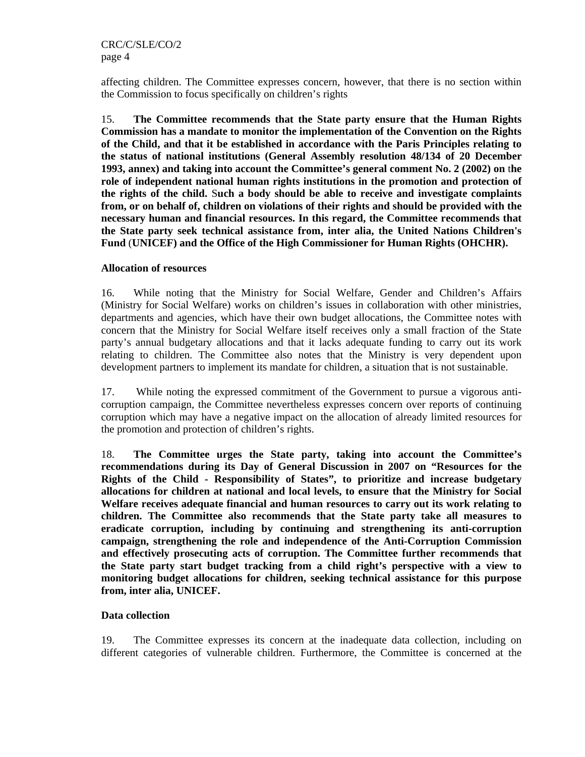affecting children. The Committee expresses concern, however, that there is no section within the Commission to focus specifically on children's rights

15. **The Committee recommends that the State party ensure that the Human Rights Commission has a mandate to monitor the implementation of the Convention on the Rights of the Child, and that it be established in accordance with the Paris Principles relating to the status of national institutions (General Assembly resolution 48/134 of 20 December 1993, annex) and taking into account the Committee's general comment No. 2 (2002) on the role of independent national human rights institutions in the promotion and protection of the rights of the child. Such a body should be able to receive and investigate complaints from, or on behalf of, children on violations of their rights and should be provided with the necessary human and financial resources. In this regard, the Committee recommends that the State party seek technical assistance from, inter alia, the United Nations Children's Fund (UNICEF) and the Office of the High Commissioner for Human Rights (OHCHR).**

**Allocation of resources**

16. While noting that the Ministry for Social Welfare, Gender and Children's Affairs (Ministry for Social Welfare) works on children's issues in collaboration with other ministries, departments and agencies, which have their own budget allocations, the Committee notes with concern that the Ministry for Social Welfare itself receives only a small fraction of the State party's annual budgetary allocations and that it lacks adequate funding to carry out its work relating to children. The Committee also notes that the Ministry is very dependent upon development partners to implement its mandate for children, a situation that is not sustainable.

17. While noting the expressed commitment of the Government to pursue a vigorous anti-corruption campaign, the Committee nevertheless expresses concern over reports of continuing corruption which may have a negative impact on the allocation of already limited resources for the promotion and protection of children's rights.

18. **The Committee urges the State party, taking into account the Committee's recommendations during its Day of General Discussion in 2007 on "Resources for the Rights of the Child - Responsibility of States", to prioritize and increase budgetary allocations for children at national and local levels, to ensure that the Ministry for Social Welfare receives adequate financial and human resources to carry out its work relating to children. The Committee also recommends that the State party take all measures to eradicate corruption, including by continuing and strengthening its anti-corruption campaign, strengthening the role and independence of the Anti-Corruption Commission and effectively prosecuting acts of corruption. The Committee further recommends that the State party start budget tracking from a child right's perspective with a view to monitoring budget allocations for children, seeking technical assistance for this purpose from, inter alia, UNICEF.**

**Data collection**

19. The Committee expresses its concern at the inadequate data collection, including on different categories of vulnerable children. Furthermore, the Committee is concerned at the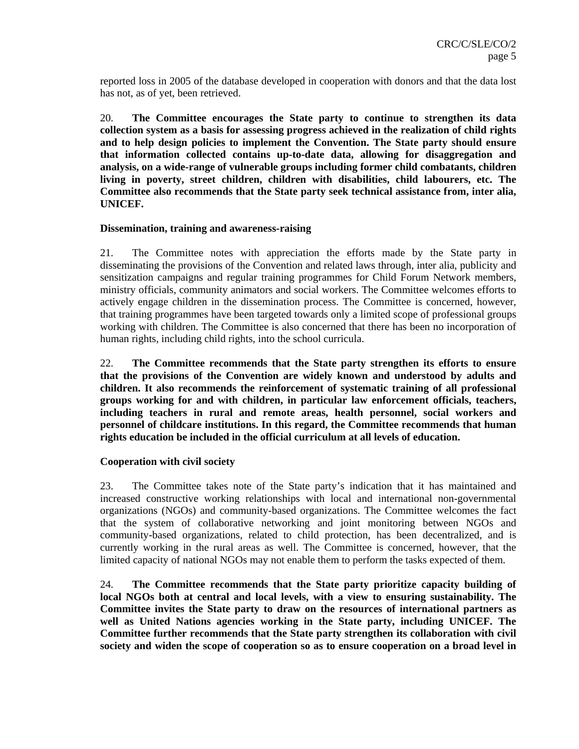reported loss in 2005 of the database developed in cooperation with donors and that the data lost has not, as of yet, been retrieved.

20. **The Committee encourages the State party to continue to strengthen its data collection system as a basis for assessing progress achieved in the realization of child rights and to help design policies to implement the Convention. The State party should ensure that information collected contains up-to-date data, allowing for disaggregation and analysis, on a wide-range of vulnerable groups including former child combatants, children living in poverty, street children, children with disabilities, child labourers, etc. The Committee also recommends that the State party seek technical assistance from, inter alia, UNICEF.**

**Dissemination, training and awareness-raising**

21. The Committee notes with appreciation the efforts made by the State party in disseminating the provisions of the Convention and related laws through, inter alia, publicity and sensitization campaigns and regular training programmes for Child Forum Network members, ministry officials, community animators and social workers. The Committee welcomes efforts to actively engage children in the dissemination process. The Committee is concerned, however, that training programmes have been targeted towards only a limited scope of professional groups working with children. The Committee is also concerned that there has been no incorporation of human rights, including child rights, into the school curricula.

22. **The Committee recommends that the State party strengthen its efforts to ensure that the provisions of the Convention are widely known and understood by adults and children. It also recommends the reinforcement of systematic training of all professional groups working for and with children, in particular law enforcement officials, teachers, including teachers in rural and remote areas, health personnel, social workers and personnel of childcare institutions. In this regard, the Committee recommends that human rights education be included in the official curriculum at all levels of education.**

**Cooperation with civil society**

23. The Committee takes note of the State party's indication that it has maintained and increased constructive working relationships with local and international non-governmental organizations (NGOs) and community-based organizations. The Committee welcomes the fact that the system of collaborative networking and joint monitoring between NGOs and community-based organizations, related to child protection, has been decentralized, and is currently working in the rural areas as well. The Committee is concerned, however, that the limited capacity of national NGOs may not enable them to perform the tasks expected of them.

24. **The Committee recommends that the State party prioritize capacity building of local NGOs both at central and local levels, with a view to ensuring sustainability. The Committee invites the State party to draw on the resources of international partners as well as United Nations agencies working in the State party, including UNICEF. The Committee further recommends that the State party strengthen its collaboration with civil society and widen the scope of cooperation so as to ensure cooperation on a broad level in**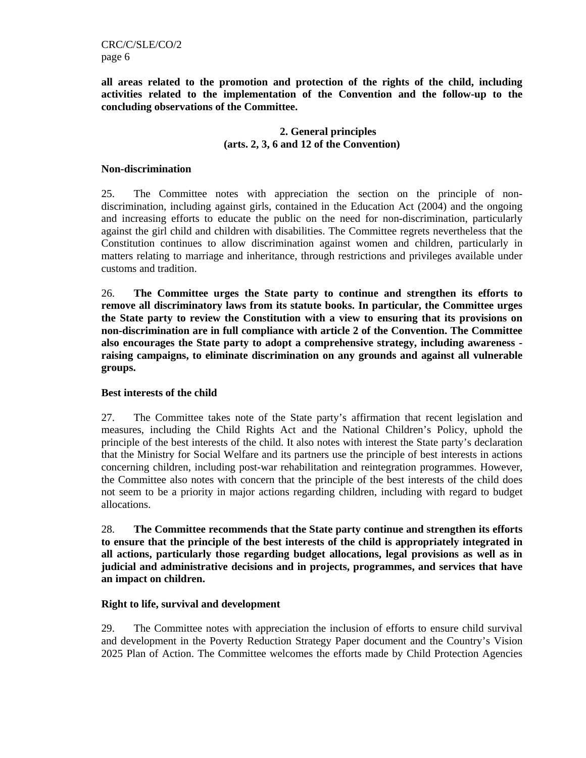**all areas related to the promotion and protection of the rights of the child, including activities related to the implementation of the Convention and the follow-up to the concluding observations of the Committee.**

## 2. General principles (arts. 2, 3, 6 and 12 of the Convention)

### Non-discrimination

25. The Committee notes with appreciation the section on the principle of non-discrimination, including against girls, contained in the Education Act (2004) and the ongoing and increasing efforts to educate the public on the need for non-discrimination, particularly against the girl child and children with disabilities. The Committee regrets nevertheless that the Constitution continues to allow discrimination against women and children, particularly in matters relating to marriage and inheritance, through restrictions and privileges available under customs and tradition.

26. **The Committee urges the State party to continue and strengthen its efforts to remove all discriminatory laws from its statute books. In particular, the Committee urges the State party to review the Constitution with a view to ensuring that its provisions on non-discrimination are in full compliance with article 2 of the Convention. The Committee also encourages the State party to adopt a comprehensive strategy, including awareness - raising campaigns, to eliminate discrimination on any grounds and against all vulnerable groups.**

### Best interests of the child

27. The Committee takes note of the State party's affirmation that recent legislation and measures, including the Child Rights Act and the National Children's Policy, uphold the principle of the best interests of the child. It also notes with interest the State party's declaration that the Ministry for Social Welfare and its partners use the principle of best interests in actions concerning children, including post-war rehabilitation and reintegration programmes. However, the Committee also notes with concern that the principle of the best interests of the child does not seem to be a priority in major actions regarding children, including with regard to budget allocations.

28. **The Committee recommends that the State party continue and strengthen its efforts to ensure that the principle of the best interests of the child is appropriately integrated in all actions, particularly those regarding budget allocations, legal provisions as well as in judicial and administrative decisions and in projects, programmes, and services that have an impact on children.**

### Right to life, survival and development

29. The Committee notes with appreciation the inclusion of efforts to ensure child survival and development in the Poverty Reduction Strategy Paper document and the Country's Vision 2025 Plan of Action. The Committee welcomes the efforts made by Child Protection Agencies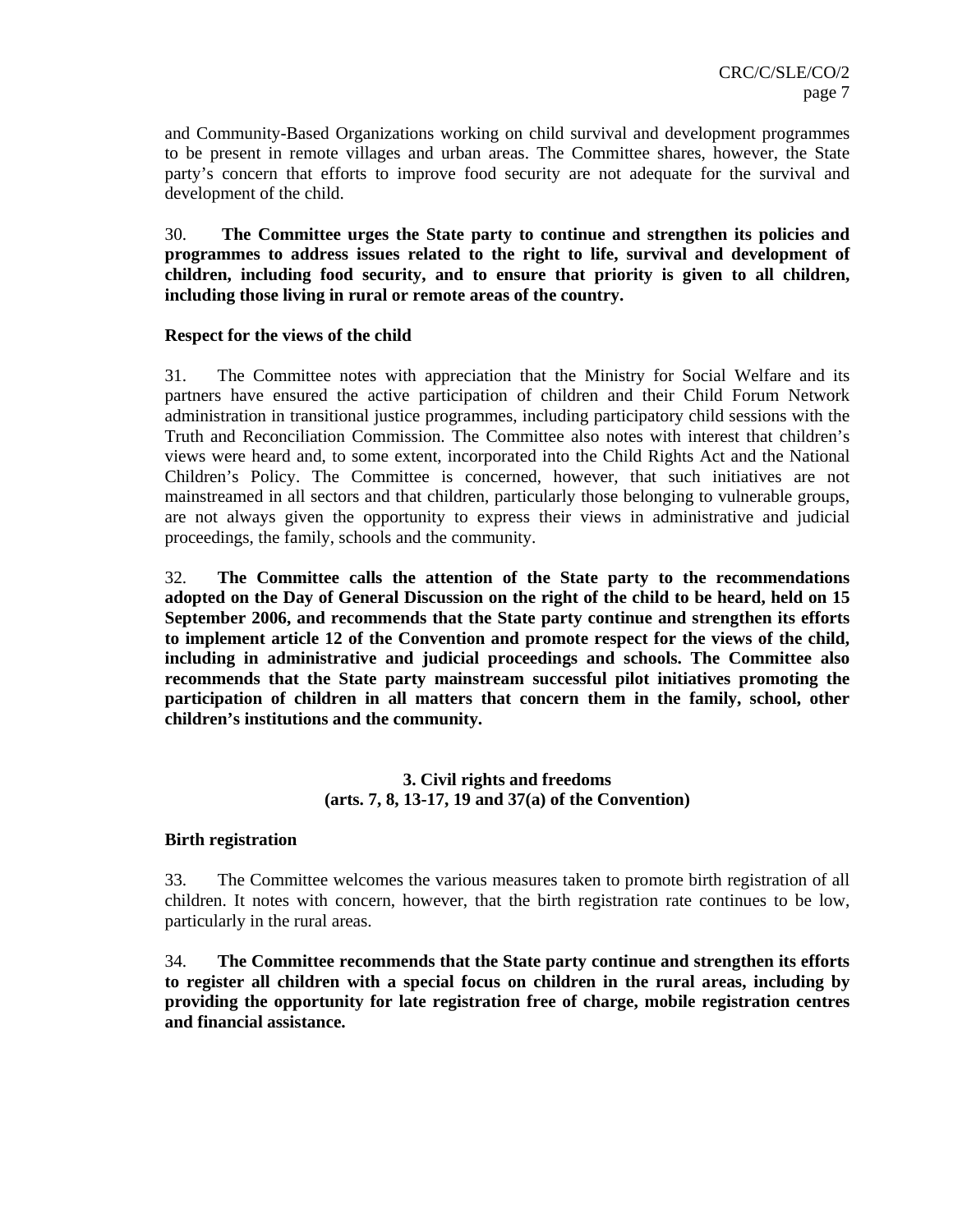and Community-Based Organizations working on child survival and development programmes to be present in remote villages and urban areas. The Committee shares, however, the State party's concern that efforts to improve food security are not adequate for the survival and development of the child.

30. **The Committee urges the State party to continue and strengthen its policies and programmes to address issues related to the right to life, survival and development of children, including food security, and to ensure that priority is given to all children, including those living in rural or remote areas of the country.**

**Respect for the views of the child**

31. The Committee notes with appreciation that the Ministry for Social Welfare and its partners have ensured the active participation of children and their Child Forum Network administration in transitional justice programmes, including participatory child sessions with the Truth and Reconciliation Commission. The Committee also notes with interest that children's views were heard and, to some extent, incorporated into the Child Rights Act and the National Children's Policy. The Committee is concerned, however, that such initiatives are not mainstreamed in all sectors and that children, particularly those belonging to vulnerable groups, are not always given the opportunity to express their views in administrative and judicial proceedings, the family, schools and the community.

32. **The Committee calls the attention of the State party to the recommendations adopted on the Day of General Discussion on the right of the child to be heard, held on 15 September 2006, and recommends that the State party continue and strengthen its efforts to implement article 12 of the Convention and promote respect for the views of the child, including in administrative and judicial proceedings and schools. The Committee also recommends that the State party mainstream successful pilot initiatives promoting the participation of children in all matters that concern them in the family, school, other children's institutions and the community.**

### 3. Civil rights and freedoms (arts. 7, 8, 13-17, 19 and 37(a) of the Convention)

**Birth registration**

33. The Committee welcomes the various measures taken to promote birth registration of all children. It notes with concern, however, that the birth registration rate continues to be low, particularly in the rural areas.

34. **The Committee recommends that the State party continue and strengthen its efforts to register all children with a special focus on children in the rural areas, including by providing the opportunity for late registration free of charge, mobile registration centres and financial assistance.**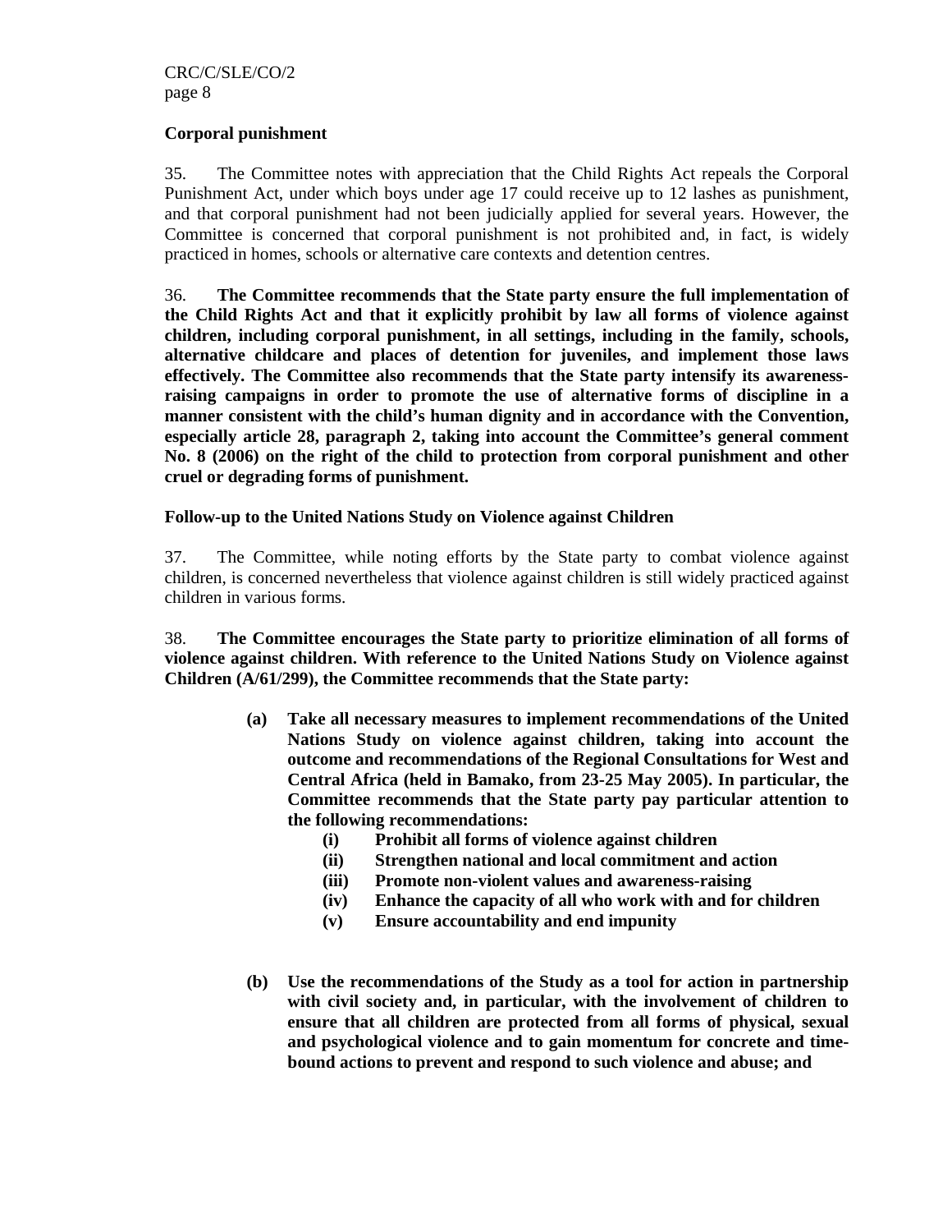**Corporal punishment**

35. The Committee notes with appreciation that the Child Rights Act repeals the Corporal Punishment Act, under which boys under age 17 could receive up to 12 lashes as punishment, and that corporal punishment had not been judicially applied for several years. However, the Committee is concerned that corporal punishment is not prohibited and, in fact, is widely practiced in homes, schools or alternative care contexts and detention centres.

36. **The Committee recommends that the State party ensure the full implementation of the Child Rights Act and that it explicitly prohibit by law all forms of violence against children, including corporal punishment, in all settings, including in the family, schools, alternative childcare and places of detention for juveniles, and implement those laws effectively. The Committee also recommends that the State party intensify its awareness-raising campaigns in order to promote the use of alternative forms of discipline in a manner consistent with the child's human dignity and in accordance with the Convention, especially article 28, paragraph 2, taking into account the Committee's general comment No. 8 (2006) on the right of the child to protection from corporal punishment and other cruel or degrading forms of punishment.**

**Follow-up to the United Nations Study on Violence against Children**

37. The Committee, while noting efforts by the State party to combat violence against children, is concerned nevertheless that violence against children is still widely practiced against children in various forms.

38. **The Committee encourages the State party to prioritize elimination of all forms of violence against children. With reference to the United Nations Study on Violence against Children (A/61/299), the Committee recommends that the State party:**

**(a) Take all necessary measures to implement recommendations of the United Nations Study on violence against children, taking into account the outcome and recommendations of the Regional Consultations for West and Central Africa (held in Bamako, from 23-25 May 2005). In particular, the Committee recommends that the State party pay particular attention to the following recommendations:**

**(i) Prohibit all forms of violence against children**

**(ii) Strengthen national and local commitment and action**

**(iii) Promote non-violent values and awareness-raising**

**(iv) Enhance the capacity of all who work with and for children**

**(v) Ensure accountability and end impunity**

**(b) Use the recommendations of the Study as a tool for action in partnership with civil society and, in particular, with the involvement of children to ensure that all children are protected from all forms of physical, sexual and psychological violence and to gain momentum for concrete and time-bound actions to prevent and respond to such violence and abuse; and**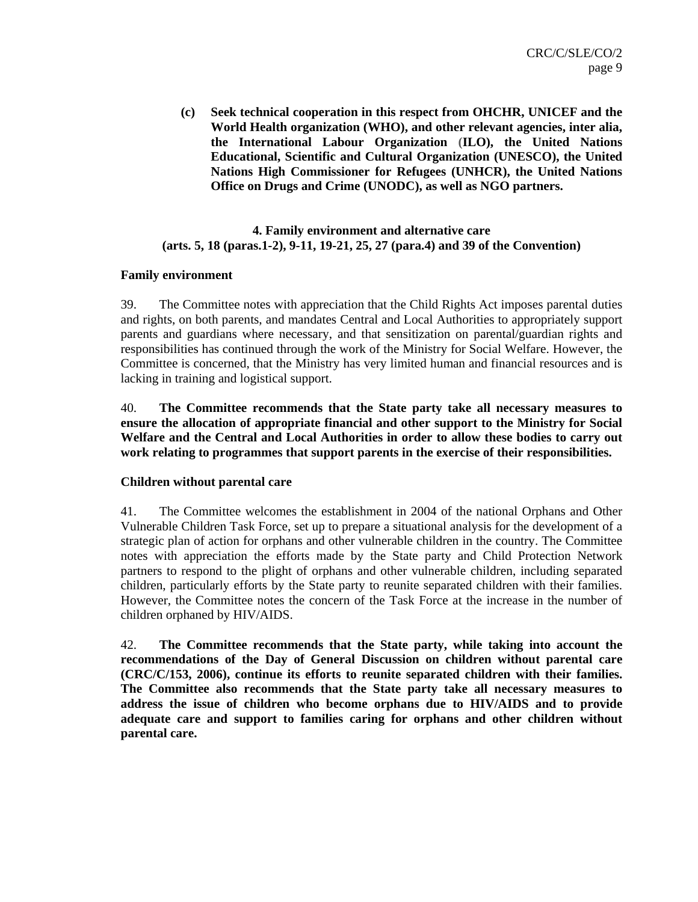**(c) Seek technical cooperation in this respect from OHCHR, UNICEF and the World Health organization (WHO), and other relevant agencies, inter alia, the International Labour Organization (ILO), the United Nations Educational, Scientific and Cultural Organization (UNESCO), the United Nations High Commissioner for Refugees (UNHCR), the United Nations Office on Drugs and Crime (UNODC), as well as NGO partners.**

### 4. Family environment and alternative care
### (arts. 5, 18 (paras.1-2), 9-11, 19-21, 25, 27 (para.4) and 39 of the Convention)

**Family environment**

39. The Committee notes with appreciation that the Child Rights Act imposes parental duties and rights, on both parents, and mandates Central and Local Authorities to appropriately support parents and guardians where necessary, and that sensitization on parental/guardian rights and responsibilities has continued through the work of the Ministry for Social Welfare. However, the Committee is concerned, that the Ministry has very limited human and financial resources and is lacking in training and logistical support.

40. **The Committee recommends that the State party take all necessary measures to ensure the allocation of appropriate financial and other support to the Ministry for Social Welfare and the Central and Local Authorities in order to allow these bodies to carry out work relating to programmes that support parents in the exercise of their responsibilities.**

**Children without parental care**

41. The Committee welcomes the establishment in 2004 of the national Orphans and Other Vulnerable Children Task Force, set up to prepare a situational analysis for the development of a strategic plan of action for orphans and other vulnerable children in the country. The Committee notes with appreciation the efforts made by the State party and Child Protection Network partners to respond to the plight of orphans and other vulnerable children, including separated children, particularly efforts by the State party to reunite separated children with their families. However, the Committee notes the concern of the Task Force at the increase in the number of children orphaned by HIV/AIDS.

42. **The Committee recommends that the State party, while taking into account the recommendations of the Day of General Discussion on children without parental care (CRC/C/153, 2006), continue its efforts to reunite separated children with their families. The Committee also recommends that the State party take all necessary measures to address the issue of children who become orphans due to HIV/AIDS and to provide adequate care and support to families caring for orphans and other children without parental care.**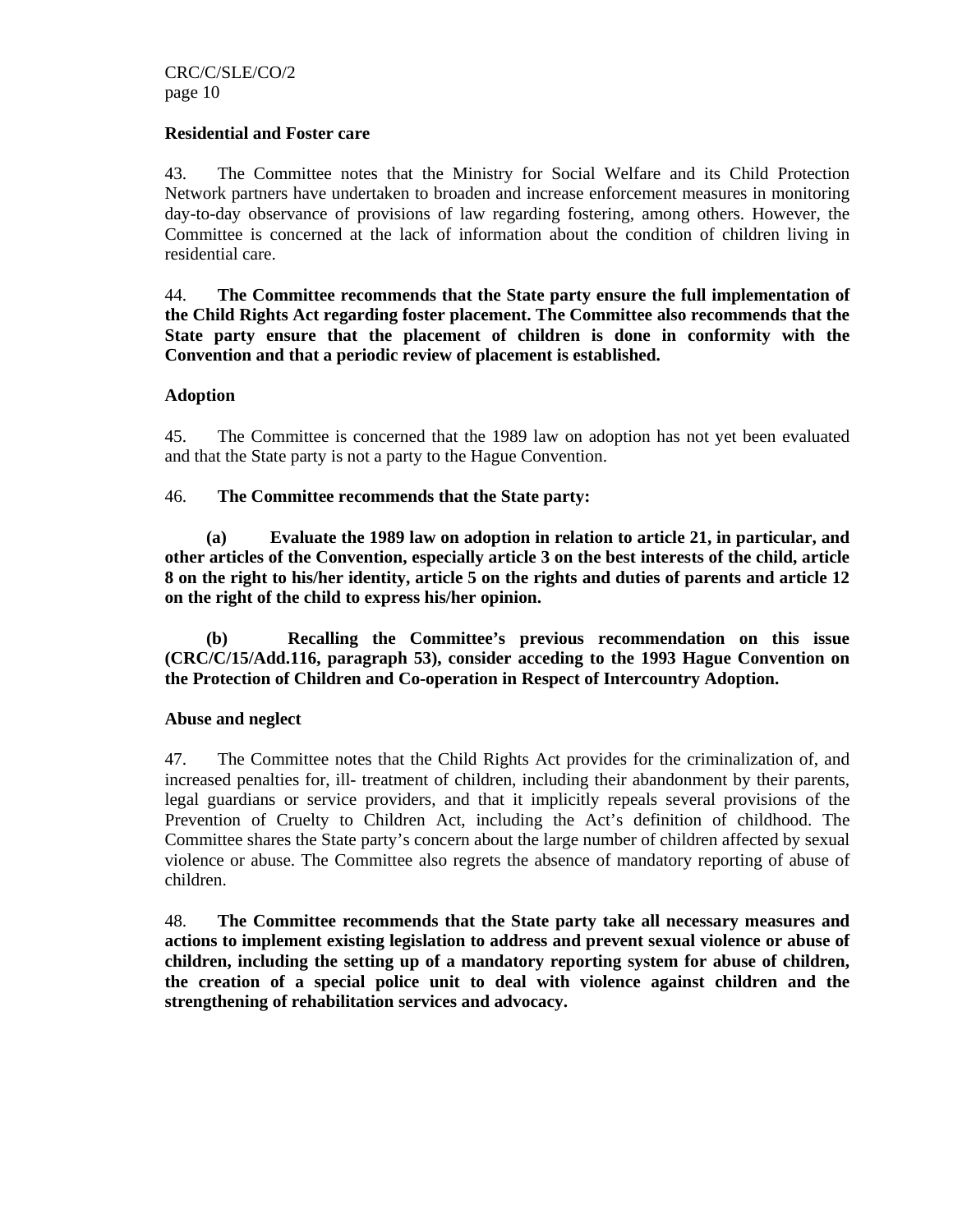### Residential and Foster care

43. The Committee notes that the Ministry for Social Welfare and its Child Protection Network partners have undertaken to broaden and increase enforcement measures in monitoring day-to-day observance of provisions of law regarding fostering, among others. However, the Committee is concerned at the lack of information about the condition of children living in residential care.

44. **The Committee recommends that the State party ensure the full implementation of the Child Rights Act regarding foster placement. The Committee also recommends that the State party ensure that the placement of children is done in conformity with the Convention and that a periodic review of placement is established.**

### Adoption

45. The Committee is concerned that the 1989 law on adoption has not yet been evaluated and that the State party is not a party to the Hague Convention.

46. **The Committee recommends that the State party:**

**(a) Evaluate the 1989 law on adoption in relation to article 21, in particular, and other articles of the Convention, especially article 3 on the best interests of the child, article 8 on the right to his/her identity, article 5 on the rights and duties of parents and article 12 on the right of the child to express his/her opinion.**

**(b) Recalling the Committee's previous recommendation on this issue (CRC/C/15/Add.116, paragraph 53), consider acceding to the 1993 Hague Convention on the Protection of Children and Co-operation in Respect of Intercountry Adoption.**

### Abuse and neglect

47. The Committee notes that the Child Rights Act provides for the criminalization of, and increased penalties for, ill- treatment of children, including their abandonment by their parents, legal guardians or service providers, and that it implicitly repeals several provisions of the Prevention of Cruelty to Children Act, including the Act's definition of childhood. The Committee shares the State party's concern about the large number of children affected by sexual violence or abuse. The Committee also regrets the absence of mandatory reporting of abuse of children.

48. **The Committee recommends that the State party take all necessary measures and actions to implement existing legislation to address and prevent sexual violence or abuse of children, including the setting up of a mandatory reporting system for abuse of children, the creation of a special police unit to deal with violence against children and the strengthening of rehabilitation services and advocacy.**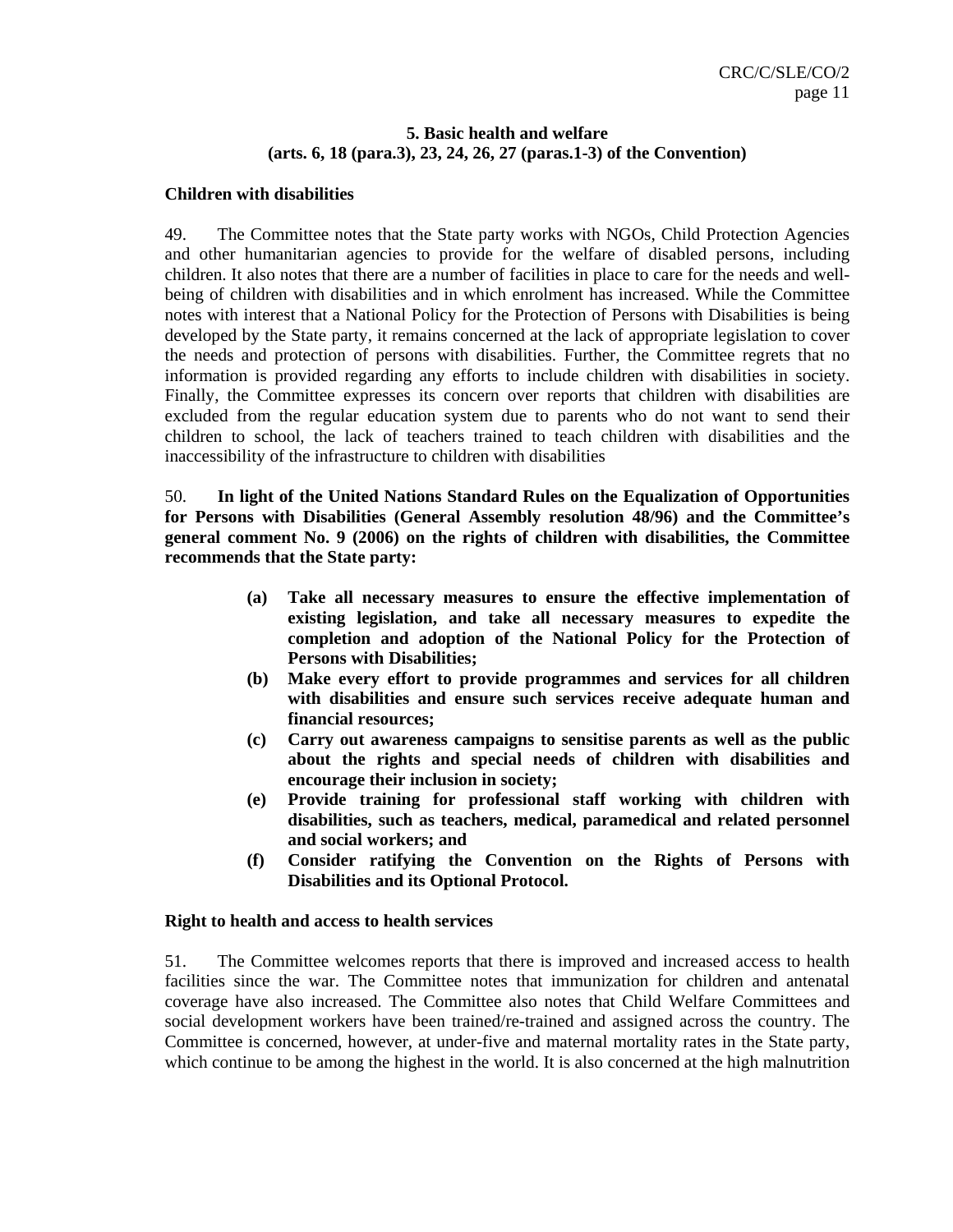### 5. Basic health and welfare
### (arts. 6, 18 (para.3), 23, 24, 26, 27 (paras.1-3) of the Convention)

**Children with disabilities**

49. The Committee notes that the State party works with NGOs, Child Protection Agencies and other humanitarian agencies to provide for the welfare of disabled persons, including children. It also notes that there are a number of facilities in place to care for the needs and well-being of children with disabilities and in which enrolment has increased. While the Committee notes with interest that a National Policy for the Protection of Persons with Disabilities is being developed by the State party, it remains concerned at the lack of appropriate legislation to cover the needs and protection of persons with disabilities. Further, the Committee regrets that no information is provided regarding any efforts to include children with disabilities in society. Finally, the Committee expresses its concern over reports that children with disabilities are excluded from the regular education system due to parents who do not want to send their children to school, the lack of teachers trained to teach children with disabilities and the inaccessibility of the infrastructure to children with disabilities

50. **In light of the United Nations Standard Rules on the Equalization of Opportunities for Persons with Disabilities (General Assembly resolution 48/96) and the Committee's general comment No. 9 (2006) on the rights of children with disabilities, the Committee recommends that the State party:**

- **(a) Take all necessary measures to ensure the effective implementation of existing legislation, and take all necessary measures to expedite the completion and adoption of the National Policy for the Protection of Persons with Disabilities;**
- **(b) Make every effort to provide programmes and services for all children with disabilities and ensure such services receive adequate human and financial resources;**
- **(c) Carry out awareness campaigns to sensitise parents as well as the public about the rights and special needs of children with disabilities and encourage their inclusion in society;**
- **(e) Provide training for professional staff working with children with disabilities, such as teachers, medical, paramedical and related personnel and social workers; and**
- **(f) Consider ratifying the Convention on the Rights of Persons with Disabilities and its Optional Protocol.**

**Right to health and access to health services**

51. The Committee welcomes reports that there is improved and increased access to health facilities since the war. The Committee notes that immunization for children and antenatal coverage have also increased. The Committee also notes that Child Welfare Committees and social development workers have been trained/re-trained and assigned across the country. The Committee is concerned, however, at under-five and maternal mortality rates in the State party, which continue to be among the highest in the world. It is also concerned at the high malnutrition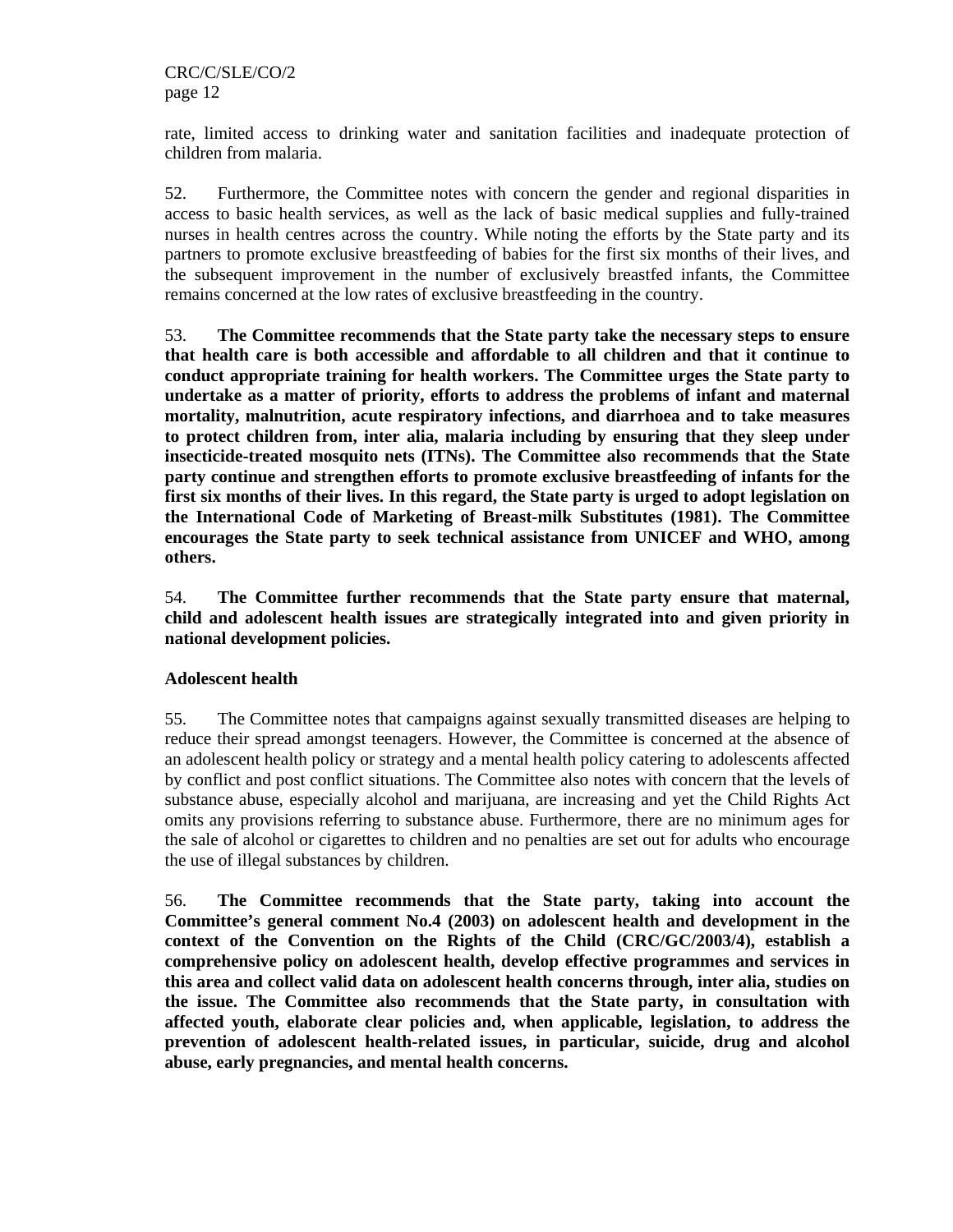rate, limited access to drinking water and sanitation facilities and inadequate protection of children from malaria.

52. Furthermore, the Committee notes with concern the gender and regional disparities in access to basic health services, as well as the lack of basic medical supplies and fully-trained nurses in health centres across the country. While noting the efforts by the State party and its partners to promote exclusive breastfeeding of babies for the first six months of their lives, and the subsequent improvement in the number of exclusively breastfed infants, the Committee remains concerned at the low rates of exclusive breastfeeding in the country.

53. **The Committee recommends that the State party take the necessary steps to ensure that health care is both accessible and affordable to all children and that it continue to conduct appropriate training for health workers. The Committee urges the State party to undertake as a matter of priority, efforts to address the problems of infant and maternal mortality, malnutrition, acute respiratory infections, and diarrhoea and to take measures to protect children from, inter alia, malaria including by ensuring that they sleep under insecticide-treated mosquito nets (ITNs). The Committee also recommends that the State party continue and strengthen efforts to promote exclusive breastfeeding of infants for the first six months of their lives. In this regard, the State party is urged to adopt legislation on the International Code of Marketing of Breast-milk Substitutes (1981). The Committee encourages the State party to seek technical assistance from UNICEF and WHO, among others.**

54. **The Committee further recommends that the State party ensure that maternal, child and adolescent health issues are strategically integrated into and given priority in national development policies.**

**Adolescent health**

55. The Committee notes that campaigns against sexually transmitted diseases are helping to reduce their spread amongst teenagers. However, the Committee is concerned at the absence of an adolescent health policy or strategy and a mental health policy catering to adolescents affected by conflict and post conflict situations. The Committee also notes with concern that the levels of substance abuse, especially alcohol and marijuana, are increasing and yet the Child Rights Act omits any provisions referring to substance abuse. Furthermore, there are no minimum ages for the sale of alcohol or cigarettes to children and no penalties are set out for adults who encourage the use of illegal substances by children.

56. **The Committee recommends that the State party, taking into account the Committee's general comment No.4 (2003) on adolescent health and development in the context of the Convention on the Rights of the Child (CRC/GC/2003/4), establish a comprehensive policy on adolescent health, develop effective programmes and services in this area and collect valid data on adolescent health concerns through, inter alia, studies on the issue. The Committee also recommends that the State party, in consultation with affected youth, elaborate clear policies and, when applicable, legislation, to address the prevention of adolescent health-related issues, in particular, suicide, drug and alcohol abuse, early pregnancies, and mental health concerns.**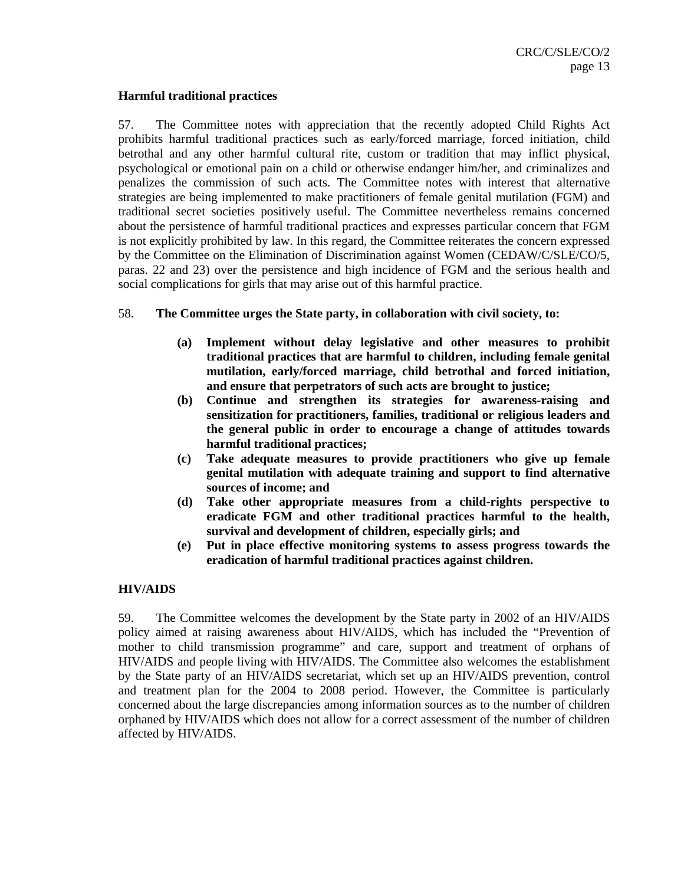**Harmful traditional practices**

57. The Committee notes with appreciation that the recently adopted Child Rights Act prohibits harmful traditional practices such as early/forced marriage, forced initiation, child betrothal and any other harmful cultural rite, custom or tradition that may inflict physical, psychological or emotional pain on a child or otherwise endanger him/her, and criminalizes and penalizes the commission of such acts. The Committee notes with interest that alternative strategies are being implemented to make practitioners of female genital mutilation (FGM) and traditional secret societies positively useful. The Committee nevertheless remains concerned about the persistence of harmful traditional practices and expresses particular concern that FGM is not explicitly prohibited by law. In this regard, the Committee reiterates the concern expressed by the Committee on the Elimination of Discrimination against Women (CEDAW/C/SLE/CO/5, paras. 22 and 23) over the persistence and high incidence of FGM and the serious health and social complications for girls that may arise out of this harmful practice.

58. **The Committee urges the State party, in collaboration with civil society, to:**

- **(a) Implement without delay legislative and other measures to prohibit traditional practices that are harmful to children, including female genital mutilation, early/forced marriage, child betrothal and forced initiation, and ensure that perpetrators of such acts are brought to justice;**
- **(b) Continue and strengthen its strategies for awareness-raising and sensitization for practitioners, families, traditional or religious leaders and the general public in order to encourage a change of attitudes towards harmful traditional practices;**
- **(c) Take adequate measures to provide practitioners who give up female genital mutilation with adequate training and support to find alternative sources of income; and**
- **(d) Take other appropriate measures from a child-rights perspective to eradicate FGM and other traditional practices harmful to the health, survival and development of children, especially girls; and**
- **(e) Put in place effective monitoring systems to assess progress towards the eradication of harmful traditional practices against children.**

**HIV/AIDS**

59. The Committee welcomes the development by the State party in 2002 of an HIV/AIDS policy aimed at raising awareness about HIV/AIDS, which has included the "Prevention of mother to child transmission programme" and care, support and treatment of orphans of HIV/AIDS and people living with HIV/AIDS. The Committee also welcomes the establishment by the State party of an HIV/AIDS secretariat, which set up an HIV/AIDS prevention, control and treatment plan for the 2004 to 2008 period. However, the Committee is particularly concerned about the large discrepancies among information sources as to the number of children orphaned by HIV/AIDS which does not allow for a correct assessment of the number of children affected by HIV/AIDS.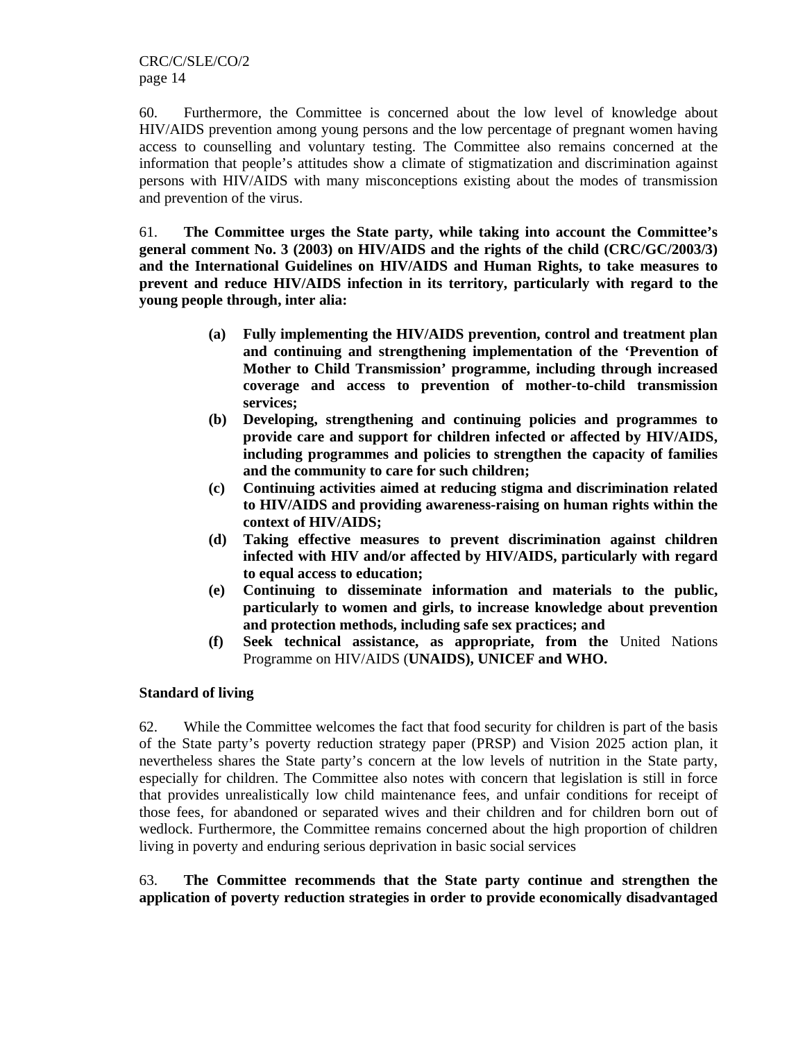60. Furthermore, the Committee is concerned about the low level of knowledge about HIV/AIDS prevention among young persons and the low percentage of pregnant women having access to counselling and voluntary testing. The Committee also remains concerned at the information that people's attitudes show a climate of stigmatization and discrimination against persons with HIV/AIDS with many misconceptions existing about the modes of transmission and prevention of the virus.

61. **The Committee urges the State party, while taking into account the Committee's general comment No. 3 (2003) on HIV/AIDS and the rights of the child (CRC/GC/2003/3) and the International Guidelines on HIV/AIDS and Human Rights, to take measures to prevent and reduce HIV/AIDS infection in its territory, particularly with regard to the young people through, inter alia:**

> **(a) Fully implementing the HIV/AIDS prevention, control and treatment plan and continuing and strengthening implementation of the 'Prevention of Mother to Child Transmission' programme, including through increased coverage and access to prevention of mother-to-child transmission services;**
>
> **(b) Developing, strengthening and continuing policies and programmes to provide care and support for children infected or affected by HIV/AIDS, including programmes and policies to strengthen the capacity of families and the community to care for such children;**
>
> **(c) Continuing activities aimed at reducing stigma and discrimination related to HIV/AIDS and providing awareness-raising on human rights within the context of HIV/AIDS;**
>
> **(d) Taking effective measures to prevent discrimination against children infected with HIV and/or affected by HIV/AIDS, particularly with regard to equal access to education;**
>
> **(e) Continuing to disseminate information and materials to the public, particularly to women and girls, to increase knowledge about prevention and protection methods, including safe sex practices; and**
>
> **(f) Seek technical assistance, as appropriate, from the** United Nations Programme on HIV/AIDS (**UNAIDS), UNICEF and WHO.**

**Standard of living**

62. While the Committee welcomes the fact that food security for children is part of the basis of the State party's poverty reduction strategy paper (PRSP) and Vision 2025 action plan, it nevertheless shares the State party's concern at the low levels of nutrition in the State party, especially for children. The Committee also notes with concern that legislation is still in force that provides unrealistically low child maintenance fees, and unfair conditions for receipt of those fees, for abandoned or separated wives and their children and for children born out of wedlock. Furthermore, the Committee remains concerned about the high proportion of children living in poverty and enduring serious deprivation in basic social services

63. **The Committee recommends that the State party continue and strengthen the application of poverty reduction strategies in order to provide economically disadvantaged**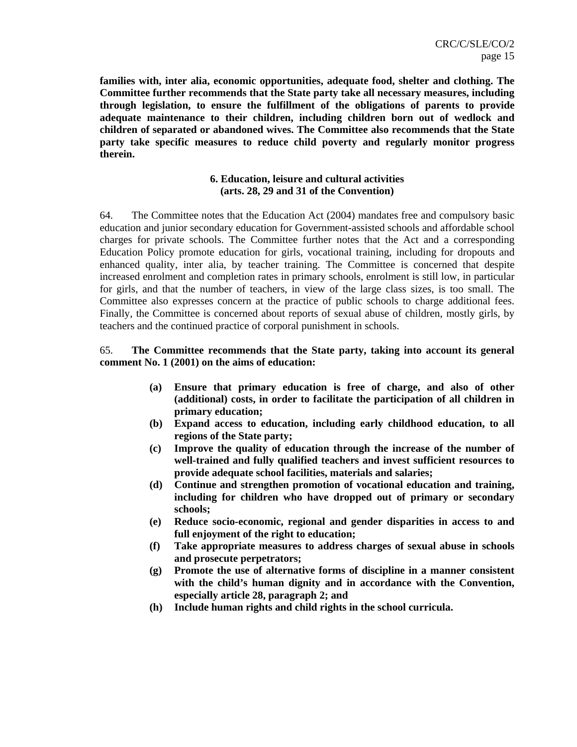**families with, inter alia, economic opportunities, adequate food, shelter and clothing. The Committee further recommends that the State party take all necessary measures, including through legislation, to ensure the fulfillment of the obligations of parents to provide adequate maintenance to their children, including children born out of wedlock and children of separated or abandoned wives. The Committee also recommends that the State party take specific measures to reduce child poverty and regularly monitor progress therein.**

### 6. Education, leisure and cultural activities (arts. 28, 29 and 31 of the Convention)

64. The Committee notes that the Education Act (2004) mandates free and compulsory basic education and junior secondary education for Government-assisted schools and affordable school charges for private schools. The Committee further notes that the Act and a corresponding Education Policy promote education for girls, vocational training, including for dropouts and enhanced quality, inter alia, by teacher training. The Committee is concerned that despite increased enrolment and completion rates in primary schools, enrolment is still low, in particular for girls, and that the number of teachers, in view of the large class sizes, is too small. The Committee also expresses concern at the practice of public schools to charge additional fees. Finally, the Committee is concerned about reports of sexual abuse of children, mostly girls, by teachers and the continued practice of corporal punishment in schools.

65. **The Committee recommends that the State party, taking into account its general comment No. 1 (2001) on the aims of education:**

- **(a) Ensure that primary education is free of charge, and also of other (additional) costs, in order to facilitate the participation of all children in primary education;**
- **(b) Expand access to education, including early childhood education, to all regions of the State party;**
- **(c) Improve the quality of education through the increase of the number of well-trained and fully qualified teachers and invest sufficient resources to provide adequate school facilities, materials and salaries;**
- **(d) Continue and strengthen promotion of vocational education and training, including for children who have dropped out of primary or secondary schools;**
- **(e) Reduce socio-economic, regional and gender disparities in access to and full enjoyment of the right to education;**
- **(f) Take appropriate measures to address charges of sexual abuse in schools and prosecute perpetrators;**
- **(g) Promote the use of alternative forms of discipline in a manner consistent with the child's human dignity and in accordance with the Convention, especially article 28, paragraph 2; and**
- **(h) Include human rights and child rights in the school curricula.**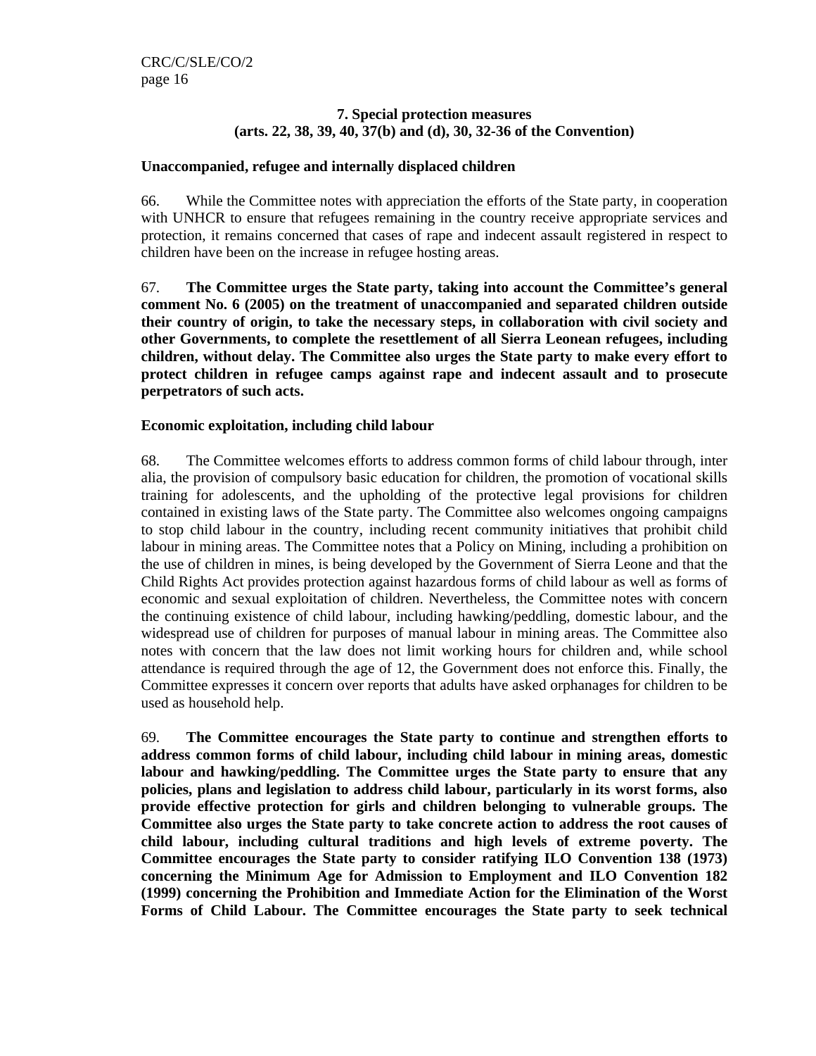### 7. Special protection measures (arts. 22, 38, 39, 40, 37(b) and (d), 30, 32-36 of the Convention)

**Unaccompanied, refugee and internally displaced children**

66. While the Committee notes with appreciation the efforts of the State party, in cooperation with UNHCR to ensure that refugees remaining in the country receive appropriate services and protection, it remains concerned that cases of rape and indecent assault registered in respect to children have been on the increase in refugee hosting areas.

67. **The Committee urges the State party, taking into account the Committee's general comment No. 6 (2005) on the treatment of unaccompanied and separated children outside their country of origin, to take the necessary steps, in collaboration with civil society and other Governments, to complete the resettlement of all Sierra Leonean refugees, including children, without delay. The Committee also urges the State party to make every effort to protect children in refugee camps against rape and indecent assault and to prosecute perpetrators of such acts.**

**Economic exploitation, including child labour**

68. The Committee welcomes efforts to address common forms of child labour through, inter alia, the provision of compulsory basic education for children, the promotion of vocational skills training for adolescents, and the upholding of the protective legal provisions for children contained in existing laws of the State party. The Committee also welcomes ongoing campaigns to stop child labour in the country, including recent community initiatives that prohibit child labour in mining areas. The Committee notes that a Policy on Mining, including a prohibition on the use of children in mines, is being developed by the Government of Sierra Leone and that the Child Rights Act provides protection against hazardous forms of child labour as well as forms of economic and sexual exploitation of children. Nevertheless, the Committee notes with concern the continuing existence of child labour, including hawking/peddling, domestic labour, and the widespread use of children for purposes of manual labour in mining areas. The Committee also notes with concern that the law does not limit working hours for children and, while school attendance is required through the age of 12, the Government does not enforce this. Finally, the Committee expresses it concern over reports that adults have asked orphanages for children to be used as household help.

69. **The Committee encourages the State party to continue and strengthen efforts to address common forms of child labour, including child labour in mining areas, domestic labour and hawking/peddling. The Committee urges the State party to ensure that any policies, plans and legislation to address child labour, particularly in its worst forms, also provide effective protection for girls and children belonging to vulnerable groups. The Committee also urges the State party to take concrete action to address the root causes of child labour, including cultural traditions and high levels of extreme poverty. The Committee encourages the State party to consider ratifying ILO Convention 138 (1973) concerning the Minimum Age for Admission to Employment and ILO Convention 182 (1999) concerning the Prohibition and Immediate Action for the Elimination of the Worst Forms of Child Labour. The Committee encourages the State party to seek technical**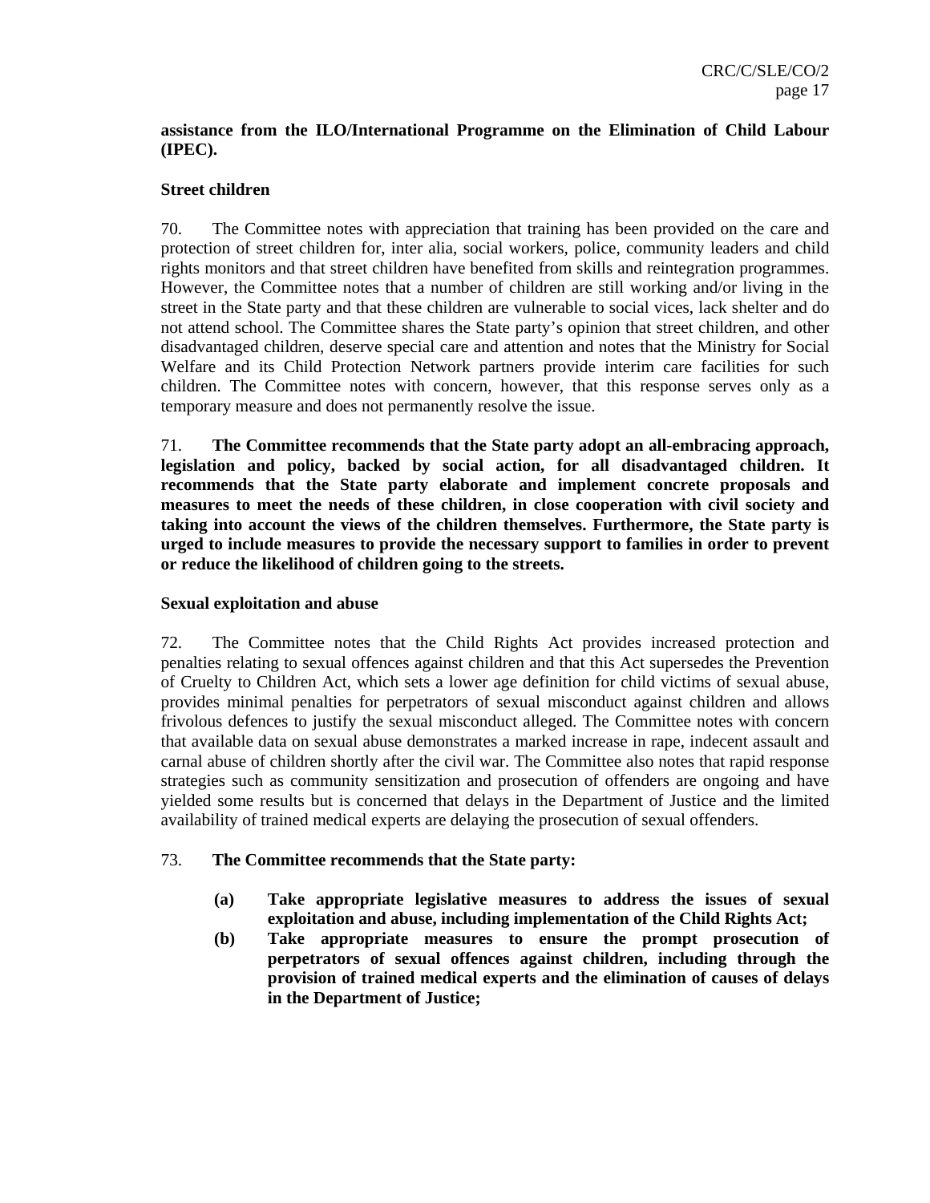**assistance from the ILO/International Programme on the Elimination of Child Labour (IPEC).**

**Street children**

70. The Committee notes with appreciation that training has been provided on the care and protection of street children for, inter alia, social workers, police, community leaders and child rights monitors and that street children have benefited from skills and reintegration programmes. However, the Committee notes that a number of children are still working and/or living in the street in the State party and that these children are vulnerable to social vices, lack shelter and do not attend school. The Committee shares the State party's opinion that street children, and other disadvantaged children, deserve special care and attention and notes that the Ministry for Social Welfare and its Child Protection Network partners provide interim care facilities for such children. The Committee notes with concern, however, that this response serves only as a temporary measure and does not permanently resolve the issue.

71. **The Committee recommends that the State party adopt an all-embracing approach, legislation and policy, backed by social action, for all disadvantaged children. It recommends that the State party elaborate and implement concrete proposals and measures to meet the needs of these children, in close cooperation with civil society and taking into account the views of the children themselves. Furthermore, the State party is urged to include measures to provide the necessary support to families in order to prevent or reduce the likelihood of children going to the streets.**

**Sexual exploitation and abuse**

72. The Committee notes that the Child Rights Act provides increased protection and penalties relating to sexual offences against children and that this Act supersedes the Prevention of Cruelty to Children Act, which sets a lower age definition for child victims of sexual abuse, provides minimal penalties for perpetrators of sexual misconduct against children and allows frivolous defences to justify the sexual misconduct alleged. The Committee notes with concern that available data on sexual abuse demonstrates a marked increase in rape, indecent assault and carnal abuse of children shortly after the civil war. The Committee also notes that rapid response strategies such as community sensitization and prosecution of offenders are ongoing and have yielded some results but is concerned that delays in the Department of Justice and the limited availability of trained medical experts are delaying the prosecution of sexual offenders.

73. **The Committee recommends that the State party:**

- **(a) Take appropriate legislative measures to address the issues of sexual exploitation and abuse, including implementation of the Child Rights Act;**
- **(b) Take appropriate measures to ensure the prompt prosecution of perpetrators of sexual offences against children, including through the provision of trained medical experts and the elimination of causes of delays in the Department of Justice;**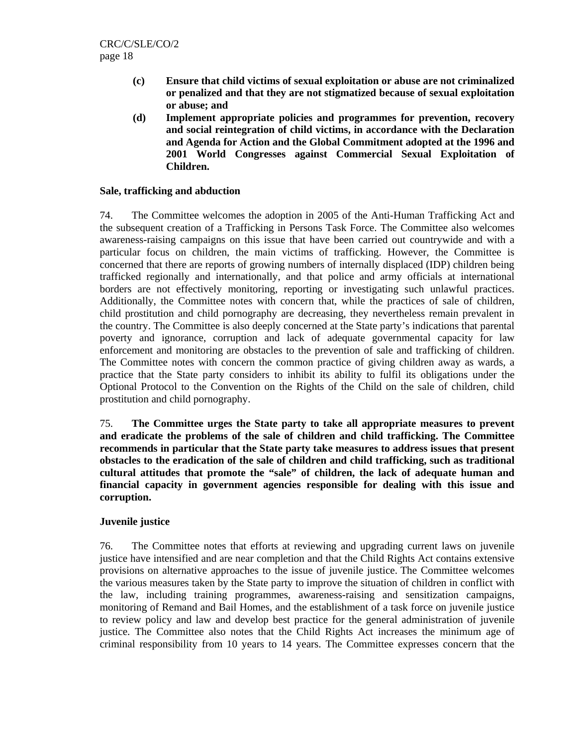**(c) Ensure that child victims of sexual exploitation or abuse are not criminalized or penalized and that they are not stigmatized because of sexual exploitation or abuse; and**

**(d) Implement appropriate policies and programmes for prevention, recovery and social reintegration of child victims, in accordance with the Declaration and Agenda for Action and the Global Commitment adopted at the 1996 and 2001 World Congresses against Commercial Sexual Exploitation of Children.**

**Sale, trafficking and abduction**

74. The Committee welcomes the adoption in 2005 of the Anti-Human Trafficking Act and the subsequent creation of a Trafficking in Persons Task Force. The Committee also welcomes awareness-raising campaigns on this issue that have been carried out countrywide and with a particular focus on children, the main victims of trafficking. However, the Committee is concerned that there are reports of growing numbers of internally displaced (IDP) children being trafficked regionally and internationally, and that police and army officials at international borders are not effectively monitoring, reporting or investigating such unlawful practices. Additionally, the Committee notes with concern that, while the practices of sale of children, child prostitution and child pornography are decreasing, they nevertheless remain prevalent in the country. The Committee is also deeply concerned at the State party's indications that parental poverty and ignorance, corruption and lack of adequate governmental capacity for law enforcement and monitoring are obstacles to the prevention of sale and trafficking of children. The Committee notes with concern the common practice of giving children away as wards, a practice that the State party considers to inhibit its ability to fulfil its obligations under the Optional Protocol to the Convention on the Rights of the Child on the sale of children, child prostitution and child pornography.

75. **The Committee urges the State party to take all appropriate measures to prevent and eradicate the problems of the sale of children and child trafficking. The Committee recommends in particular that the State party take measures to address issues that present obstacles to the eradication of the sale of children and child trafficking, such as traditional cultural attitudes that promote the "sale" of children, the lack of adequate human and financial capacity in government agencies responsible for dealing with this issue and corruption.**

**Juvenile justice**

76. The Committee notes that efforts at reviewing and upgrading current laws on juvenile justice have intensified and are near completion and that the Child Rights Act contains extensive provisions on alternative approaches to the issue of juvenile justice. The Committee welcomes the various measures taken by the State party to improve the situation of children in conflict with the law, including training programmes, awareness-raising and sensitization campaigns, monitoring of Remand and Bail Homes, and the establishment of a task force on juvenile justice to review policy and law and develop best practice for the general administration of juvenile justice. The Committee also notes that the Child Rights Act increases the minimum age of criminal responsibility from 10 years to 14 years. The Committee expresses concern that the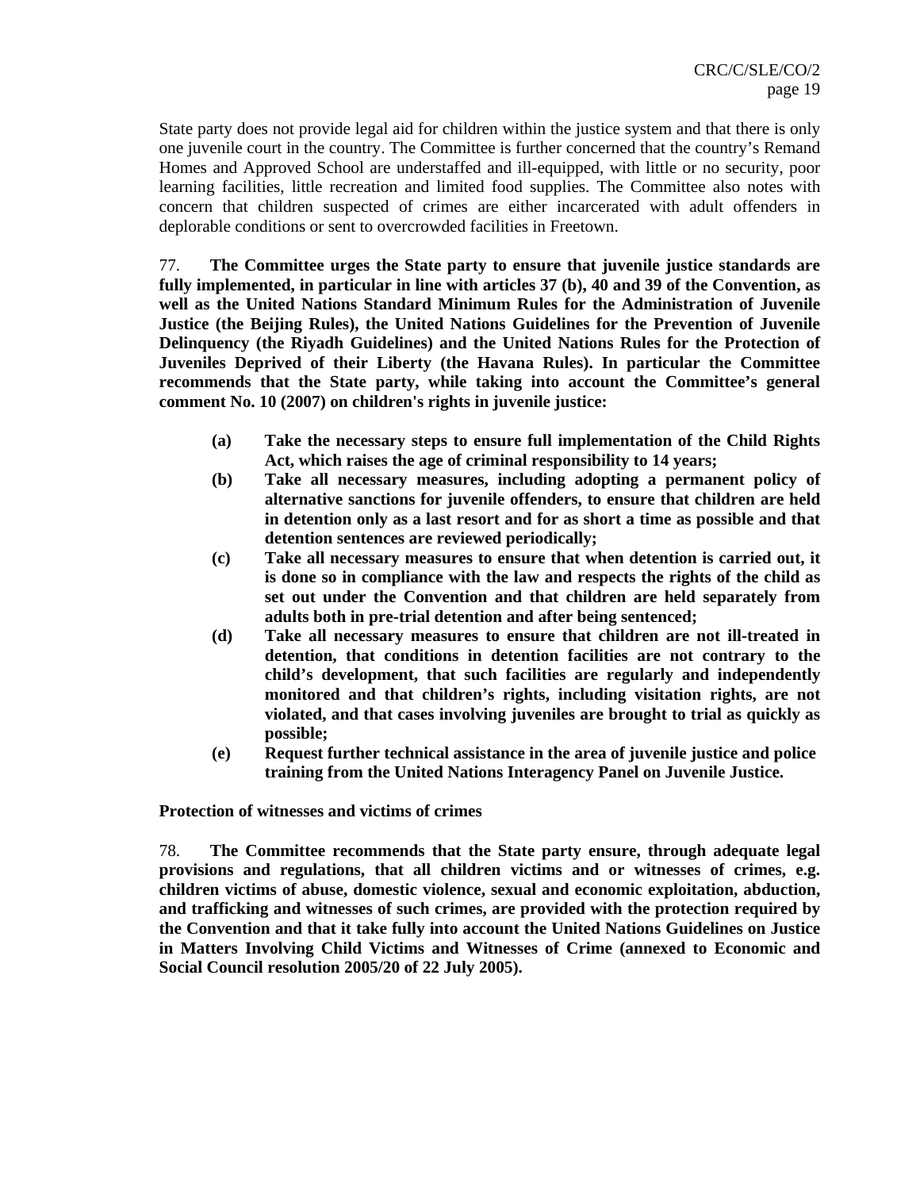State party does not provide legal aid for children within the justice system and that there is only one juvenile court in the country. The Committee is further concerned that the country's Remand Homes and Approved School are understaffed and ill-equipped, with little or no security, poor learning facilities, little recreation and limited food supplies. The Committee also notes with concern that children suspected of crimes are either incarcerated with adult offenders in deplorable conditions or sent to overcrowded facilities in Freetown.

77. **The Committee urges the State party to ensure that juvenile justice standards are fully implemented, in particular in line with articles 37 (b), 40 and 39 of the Convention, as well as the United Nations Standard Minimum Rules for the Administration of Juvenile Justice (the Beijing Rules), the United Nations Guidelines for the Prevention of Juvenile Delinquency (the Riyadh Guidelines) and the United Nations Rules for the Protection of Juveniles Deprived of their Liberty (the Havana Rules). In particular the Committee recommends that the State party, while taking into account the Committee's general comment No. 10 (2007) on children's rights in juvenile justice:**

- **(a) Take the necessary steps to ensure full implementation of the Child Rights Act, which raises the age of criminal responsibility to 14 years;**
- **(b) Take all necessary measures, including adopting a permanent policy of alternative sanctions for juvenile offenders, to ensure that children are held in detention only as a last resort and for as short a time as possible and that detention sentences are reviewed periodically;**
- **(c) Take all necessary measures to ensure that when detention is carried out, it is done so in compliance with the law and respects the rights of the child as set out under the Convention and that children are held separately from adults both in pre-trial detention and after being sentenced;**
- **(d) Take all necessary measures to ensure that children are not ill-treated in detention, that conditions in detention facilities are not contrary to the child's development, that such facilities are regularly and independently monitored and that children's rights, including visitation rights, are not violated, and that cases involving juveniles are brought to trial as quickly as possible;**
- **(e) Request further technical assistance in the area of juvenile justice and police training from the United Nations Interagency Panel on Juvenile Justice.**

**Protection of witnesses and victims of crimes**

78. **The Committee recommends that the State party ensure, through adequate legal provisions and regulations, that all children victims and or witnesses of crimes, e.g. children victims of abuse, domestic violence, sexual and economic exploitation, abduction, and trafficking and witnesses of such crimes, are provided with the protection required by the Convention and that it take fully into account the United Nations Guidelines on Justice in Matters Involving Child Victims and Witnesses of Crime (annexed to Economic and Social Council resolution 2005/20 of 22 July 2005).**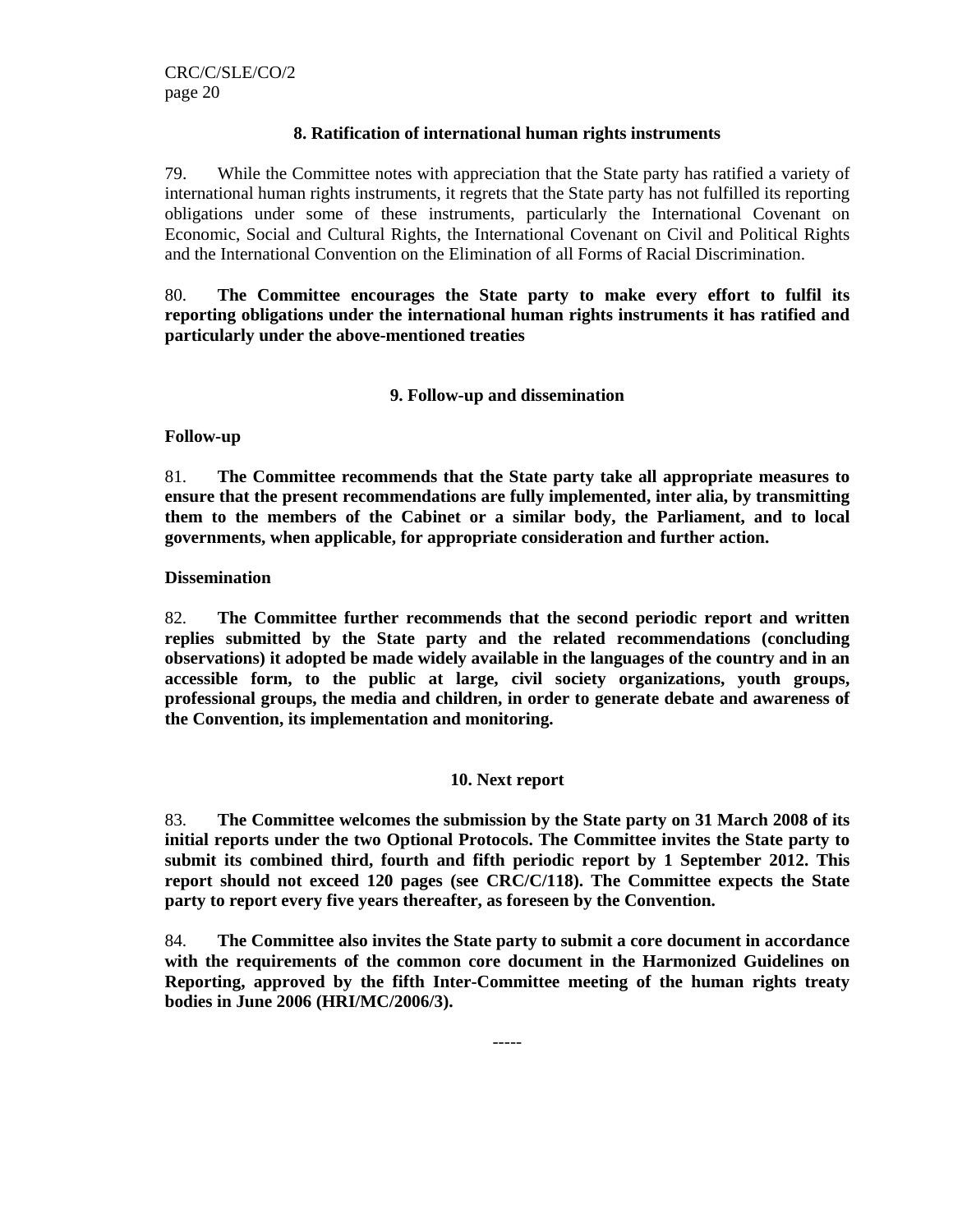### 8. Ratification of international human rights instruments

79. While the Committee notes with appreciation that the State party has ratified a variety of international human rights instruments, it regrets that the State party has not fulfilled its reporting obligations under some of these instruments, particularly the International Covenant on Economic, Social and Cultural Rights, the International Covenant on Civil and Political Rights and the International Convention on the Elimination of all Forms of Racial Discrimination.

80. **The Committee encourages the State party to make every effort to fulfil its reporting obligations under the international human rights instruments it has ratified and particularly under the above-mentioned treaties**

### 9. Follow-up and dissemination

**Follow-up**

81. **The Committee recommends that the State party take all appropriate measures to ensure that the present recommendations are fully implemented, inter alia, by transmitting them to the members of the Cabinet or a similar body, the Parliament, and to local governments, when applicable, for appropriate consideration and further action.**

**Dissemination**

82. **The Committee further recommends that the second periodic report and written replies submitted by the State party and the related recommendations (concluding observations) it adopted be made widely available in the languages of the country and in an accessible form, to the public at large, civil society organizations, youth groups, professional groups, the media and children, in order to generate debate and awareness of the Convention, its implementation and monitoring.**

### 10. Next report

83. **The Committee welcomes the submission by the State party on 31 March 2008 of its initial reports under the two Optional Protocols. The Committee invites the State party to submit its combined third, fourth and fifth periodic report by 1 September 2012. This report should not exceed 120 pages (see CRC/C/118). The Committee expects the State party to report every five years thereafter, as foreseen by the Convention.**

84. **The Committee also invites the State party to submit a core document in accordance with the requirements of the common core document in the Harmonized Guidelines on Reporting, approved by the fifth Inter-Committee meeting of the human rights treaty bodies in June 2006 (HRI/MC/2006/3).**

-----